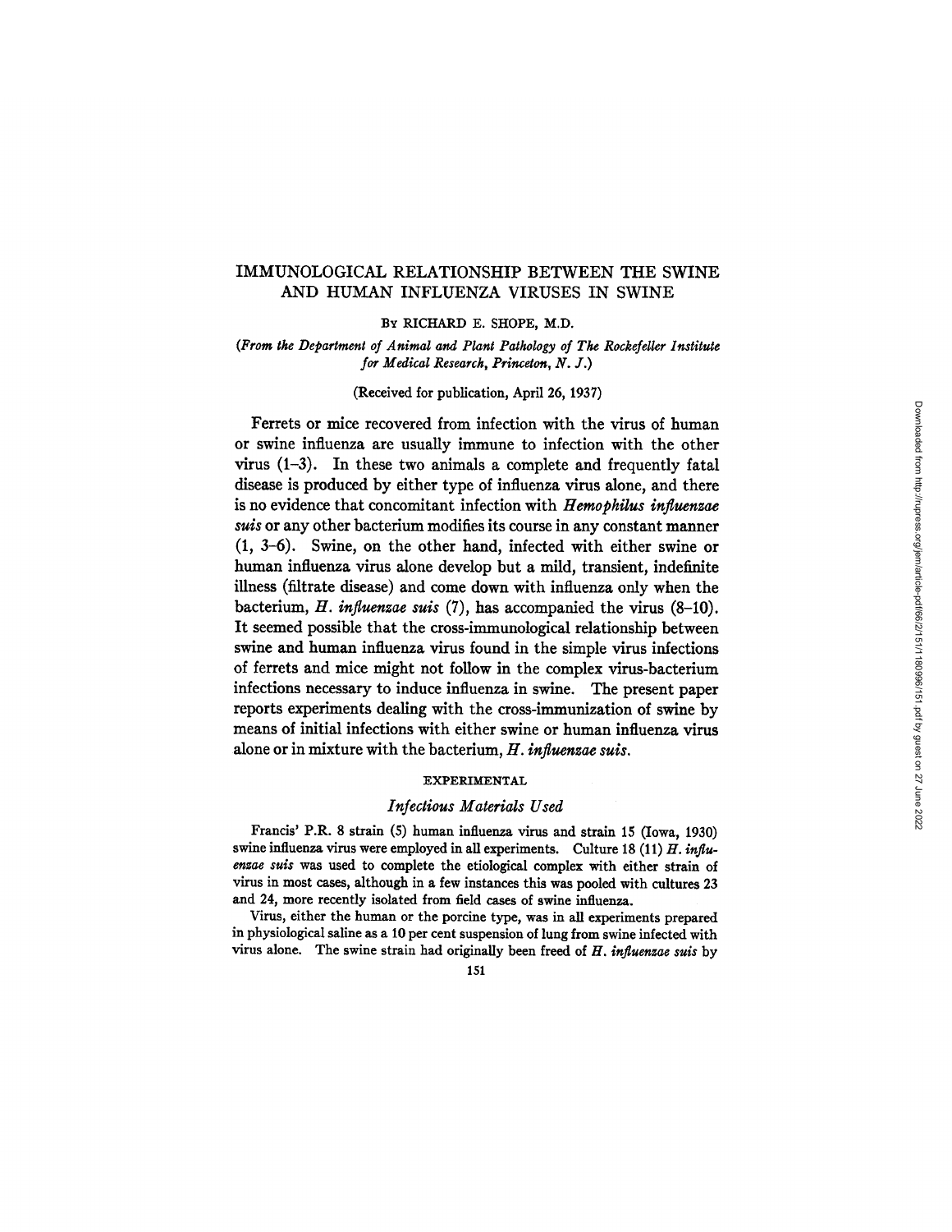# IMMUNOLOGICAL RELATIONSHIP BETWEEN THE SWINE AND HUMAN INFLUENZA VIRUSES IN SWINE

By RICHARD E. SHOPE, M.D.

*(From the Department of Animal and Plant Pathology of The Rockefeller Institute for Medical Research, Princeton, N. J.)*

(Received for publication, April 26, 1937)

Ferrets or mice recovered from infection with the virus of human or swine influenza are usually immune to infection with the other virus (1–3). In these two animals a complete and frequently fatal disease is produced by either type of influenza virus alone, and there is no evidence that concomitant infection with *Hemophilus influenzae suis* or any other bacterium modifies its course in any constant manner (1, 3–6). Swine, on the other hand, infected with either swine or human influenza virus alone develop but a mild, transient, indefinite illness (filtrate disease) and come down with influenza only when the bacterium, *H. influenzae suis* (7), has accompanied the virus (8–10). It seemed possible that the cross-immunological relationship between swine and human influenza virus found in the simple virus infections of ferrets and mice might not follow in the complex virus-bacterium infections necessary to induce influenza in swine. The present paper reports experiments dealing with the cross-immunization of swine by means of initial infections with either swine or human influenza virus alone or in mixture with the bacterium, *H. influenzae suis*.

## EXPERIMENTAL

### *Infectious Materials Used*

Francis' P.R. 8 strain (5) human influenza virus and strain 15 (Iowa, 1930) swine influenza virus were employed in all experiments. Culture 18 (11) *H. influenzae suis* was used to complete the etiological complex with either strain of virus in most cases, although in a few instances this was pooled with cultures 23 and 24, more recently isolated from field cases of swine influenza.

Virus, either the human or the porcine type, was in all experiments prepared in physiological saline as a 10 per cent suspension of lung from swine infected with virus alone. The swine strain had originally been freed of *H. influenzae suis* by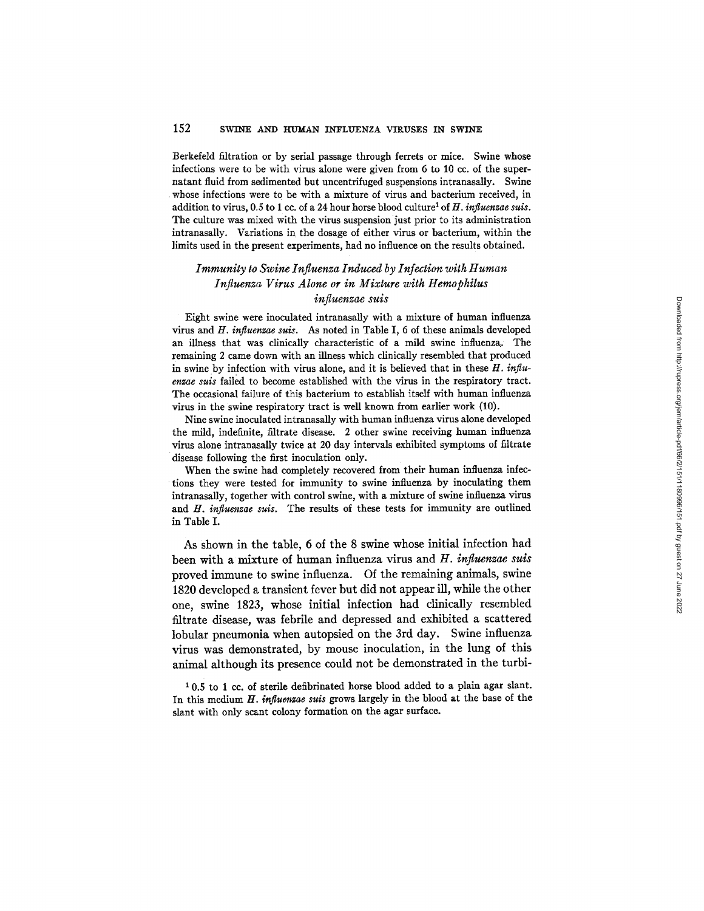Berkefeld filtration or by serial passage through ferrets or mice. Swine whose infections were to be with virus alone were given from 6 to 10 cc. of the supernatant fluid from sedimented but uncentrifuged suspensions intranasally. Swine whose infections were to be with a mixture of virus and bacterium received, in addition to virus, 0.5 to 1 cc. of a 24 hour horse blood culture[1] of *H. influenzae suis*. The culture was mixed with the virus suspension just prior to its administration intranasally. Variations in the dosage of either virus or bacterium, within the limits used in the present experiments, had no influence on the results obtained.

### *Immunity to Swine Influenza Induced by Infection with Human Influenza Virus Alone or in Mixture with Hemophilus influenzae suis*

Eight swine were inoculated intranasally with a mixture of human influenza virus and *H. influenzae suis*. As noted in Table I, 6 of these animals developed an illness that was clinically characteristic of a mild swine influenza. The remaining 2 came down with an illness which clinically resembled that produced in swine by infection with virus alone, and it is believed that in these *H. influenzae suis* failed to become established with the virus in the respiratory tract. The occasional failure of this bacterium to establish itself with human influenza virus in the swine respiratory tract is well known from earlier work (10).

Nine swine inoculated intranasally with human influenza virus alone developed the mild, indefinite, filtrate disease. 2 other swine receiving human influenza virus alone intranasally twice at 20 day intervals exhibited symptoms of filtrate disease following the first inoculation only.

When the swine had completely recovered from their human influenza infections they were tested for immunity to swine influenza by inoculating them intranasally, together with control swine, with a mixture of swine influenza virus and *H. influenzae suis*. The results of these tests for immunity are outlined in Table I.

As shown in the table, 6 of the 8 swine whose initial infection had been with a mixture of human influenza virus and *H. influenzae suis* proved immune to swine influenza. Of the remaining animals, swine 1820 developed a transient fever but did not appear ill, while the other one, swine 1823, whose initial infection had clinically resembled filtrate disease, was febrile and depressed and exhibited a scattered lobular pneumonia when autopsied on the 3rd day. Swine influenza virus was demonstrated, by mouse inoculation, in the lung of this animal although its presence could not be demonstrated in the turbi-

[1] 0.5 to 1 cc. of sterile defibrinated horse blood added to a plain agar slant. In this medium *H. influenzae suis* grows largely in the blood at the base of the slant with only scant colony formation on the agar surface.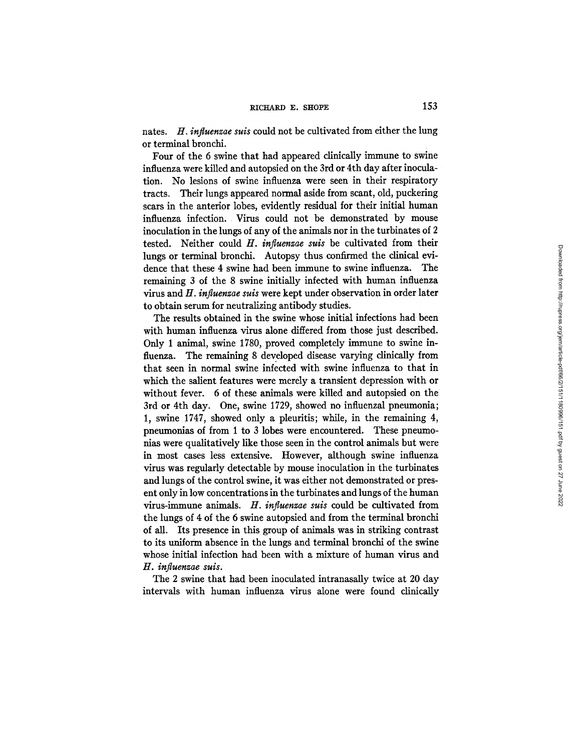nates. *H. influenzae suis* could not be cultivated from either the lung or terminal bronchi.

Four of the 6 swine that had appeared clinically immune to swine influenza were killed and autopsied on the 3rd or 4th day after inoculation. No lesions of swine influenza were seen in their respiratory tracts. Their lungs appeared normal aside from scant, old, puckering scars in the anterior lobes, evidently residual for their initial human influenza infection. Virus could not be demonstrated by mouse inoculation in the lungs of any of the animals nor in the turbinates of 2 tested. Neither could *H. influenzae suis* be cultivated from their lungs or terminal bronchi. Autopsy thus confirmed the clinical evidence that these 4 swine had been immune to swine influenza. The remaining 3 of the 8 swine initially infected with human influenza virus and *H. influenzae suis* were kept under observation in order later to obtain serum for neutralizing antibody studies.

The results obtained in the swine whose initial infections had been with human influenza virus alone differed from those just described. Only 1 animal, swine 1780, proved completely immune to swine influenza. The remaining 8 developed disease varying clinically from that seen in normal swine infected with swine influenza to that in which the salient features were merely a transient depression with or without fever. 6 of these animals were killed and autopsied on the 3rd or 4th day. One, swine 1729, showed no influenzal pneumonia; 1, swine 1747, showed only a pleuritis; while, in the remaining 4, pneumonias of from 1 to 3 lobes were encountered. These pneumonias were qualitatively like those seen in the control animals but were in most cases less extensive. However, although swine influenza virus was regularly detectable by mouse inoculation in the turbinates and lungs of the control swine, it was either not demonstrated or present only in low concentrations in the turbinates and lungs of the human virus-immune animals. *H. influenzae suis* could be cultivated from the lungs of 4 of the 6 swine autopsied and from the terminal bronchi of all. Its presence in this group of animals was in striking contrast to its uniform absence in the lungs and terminal bronchi of the swine whose initial infection had been with a mixture of human virus and *H. influenzae suis*.

The 2 swine that had been inoculated intranasally twice at 20 day intervals with human influenza virus alone were found clinically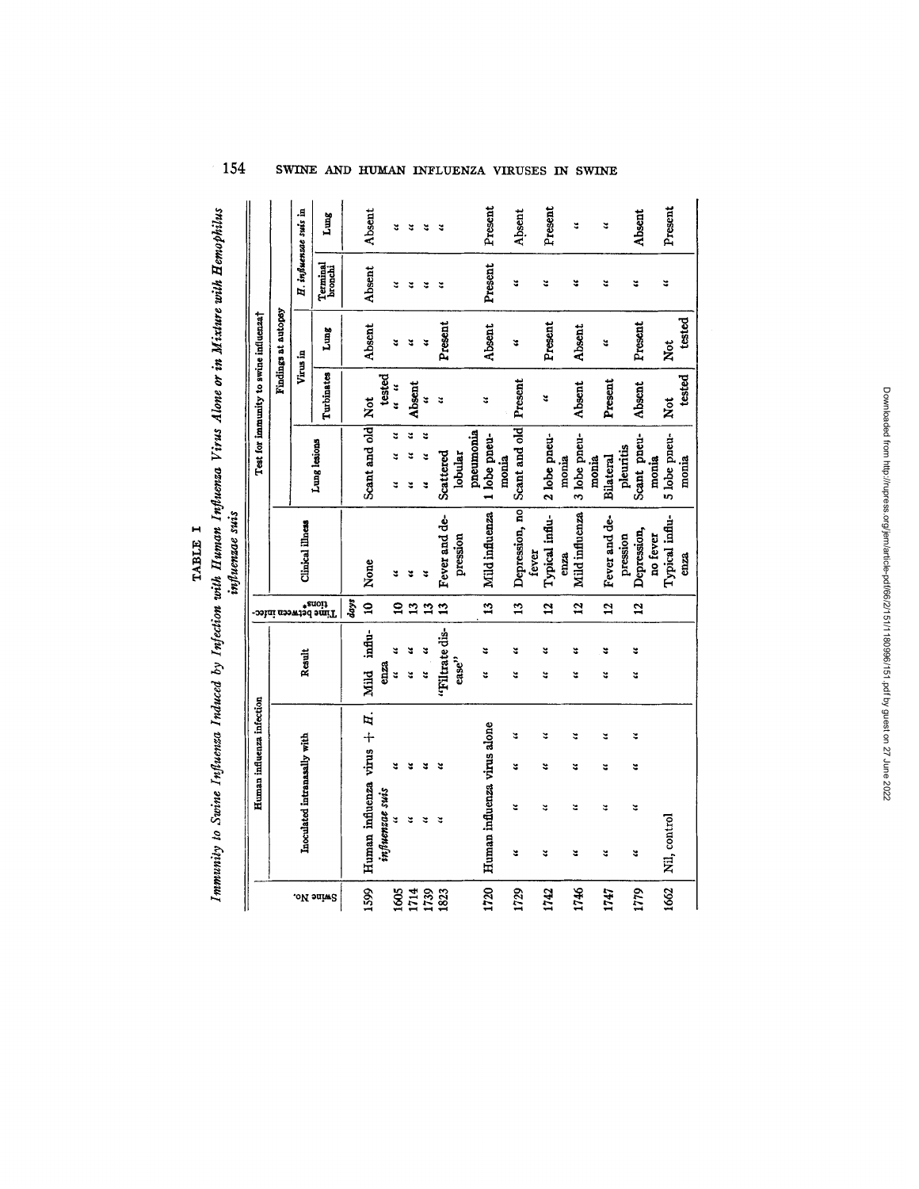TABLE I

*Immunity to Swine Influenza Induced by Infection with Human Influenza Virus Alone or in Mixture with Hemophilus influenzae suis*

| Swine No. | Human influenza infection | | Time between infections* | Test for immunity to swine influenza† | | | | | |
|---|---|---|---|---|---|---|---|---|---|
| | Inoculated intranasally with | Result | | Clinical illness | Findings at autopsy | | | | |
| | | | | | Lung lesions | Virus in | | *H. influenzae suis* in | |
| | | | | | | Turbinates | Lung | Terminal bronchi | Lung |
| | | | *days* | | | | | | |
| 1599 | Human influenza virus + *H. influenzae suis* | Mild influenza | 10 | None | Scant and old | Not tested | Absent | Absent | Absent |
| 1605 | " | " " | 10 | " | " " " | " " | " | " | " |
| 1714 | " | " " | 13 | " | " " " | Absent | " | " | " |
| 1739 | " | " " | 13 | " | " " " | " | " | " | " |
| 1823 | " | "Filtrate disease" | 13 | Fever and depression | Scattered lobular pneumonia | " | Present | " | " |
| 1720 | Human influenza virus alone | " " | 13 | Mild influenza | 1 lobe pneumonia | " | Absent | Present | Present |
| 1729 | " " " " | " " | 13 | Depression, no fever | Scant and old | Present | " | " | Absent |
| 1742 | " " " " | " " | 12 | Typical influenza | 2 lobe pneumonia | " | Present | " | Present |
| 1746 | " " " " | " " | 12 | Mild influenza | 3 lobe pneumonia | Absent | Absent | " | " |
| 1747 | " " " " | " " | 12 | Fever and depression | Bilateral pleuritis | Present | " | " | " |
| 1779 | " " " " | " " | 12 | Depression, no fever | Scant pneumonia | Absent | Present | " | Absent |
| 1662 | Nil, control | | | Typical influenza | 5 lobe pneumonia | Not tested | Not tested | " | Present |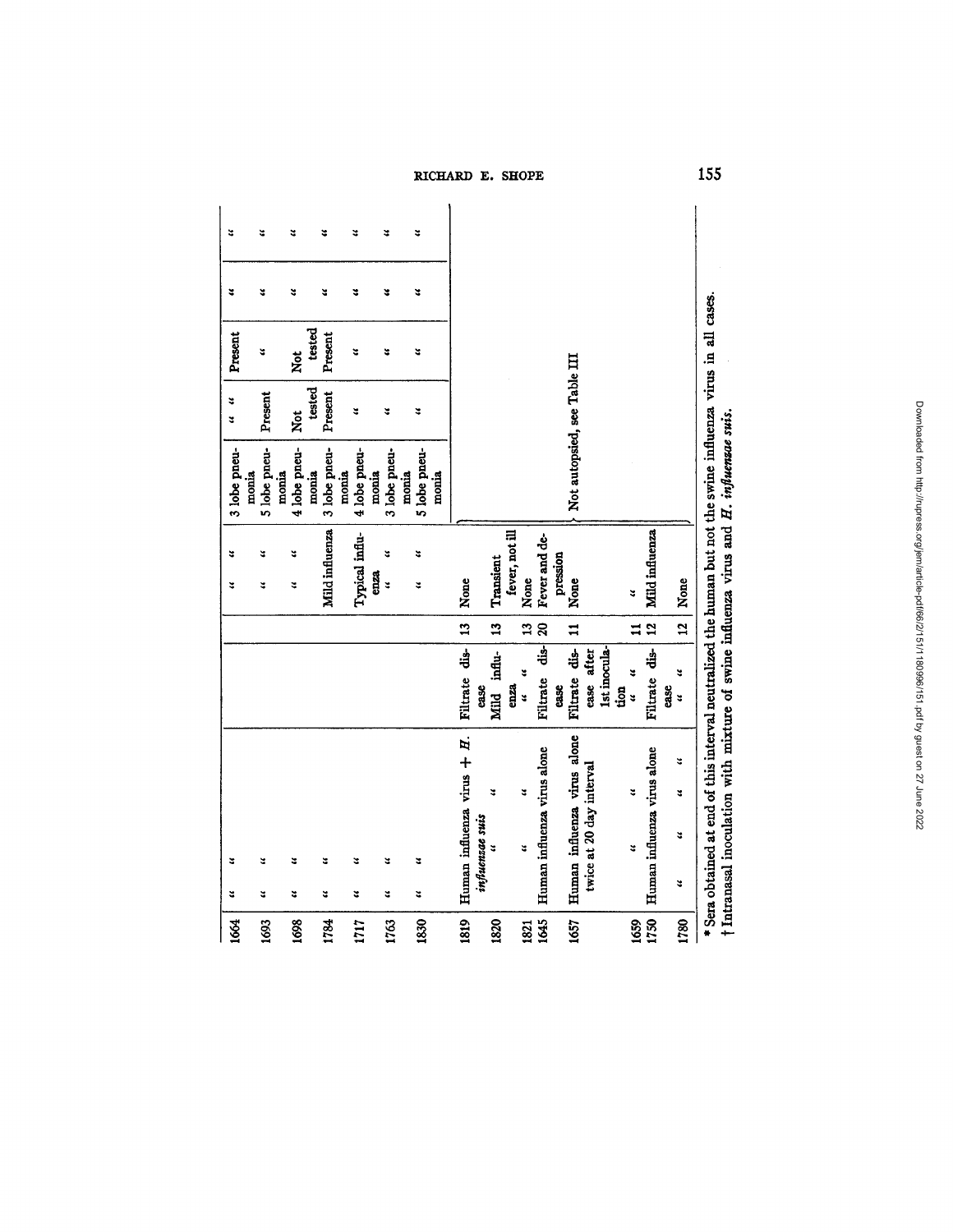| | | | | | | | | | |
|---|---|---|---|---|---|---|---|---|---|
| 1664 | " | " | | | " " | 3 lobe pneumonia | " " | Present | " | " |
| 1693 | " | " | | | " " | 5 lobe pneumonia | Present | " | " | " |
| 1698 | " | " | | | " " | 4 lobe pneumonia | Not tested | Not tested | " | " |
| 1784 | " | " | | | Mild influenza | 3 lobe pneumonia | Present | Present | " | " |
| 1717 | " | " | | | Typical influenza | 4 lobe pneumonia | " | " | " | " |
| 1763 | " | " | | | " " | 3 lobe pneumonia | " | " | " | " |
| 1830 | " | " | | | " " | 5 lobe pneumonia | " | " | " | " |
| 1819 | Human influenza virus + *H. influenzae suis* | Filtrate disease | 13 | None | Not autopsied, see Table III | | | | |
| 1820 | " " | Mild influenza | 13 | Transient fever, not ill | | | | | |
| 1821 | " " | " " | 13 | None | | | | | |
| 1645 | Human influenza virus alone | Filtrate disease | 20 | Fever and depression | | | | | |
| 1657 | Human influenza virus alone twice at 20 day interval | Filtrate disease after 1st inoculation | 11 | None | | | | | |
| 1659 | " " | " " | 11 | " | | | | | |
| 1750 | Human influenza virus alone | Filtrate disease | 12 | Mild influenza | | | | | |
| 1780 | " " " | " " | 12 | None | | | | | |

\* Sera obtained at end of this interval neutralized the human but not the swine influenza virus in all cases.

† Intranasal inoculation with mixture of swine influenza virus and *H. influenzae suis*.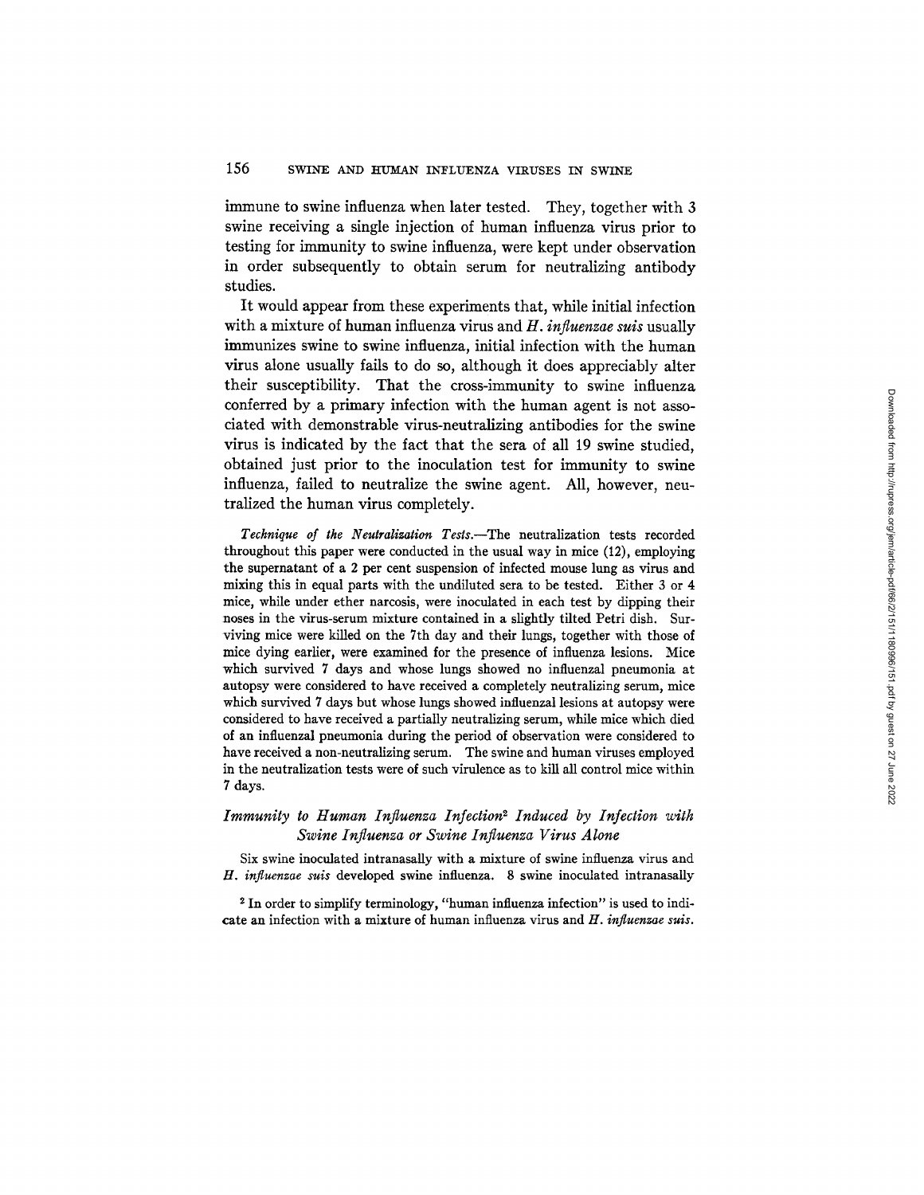immune to swine influenza when later tested. They, together with 3 swine receiving a single injection of human influenza virus prior to testing for immunity to swine influenza, were kept under observation in order subsequently to obtain serum for neutralizing antibody studies.

It would appear from these experiments that, while initial infection with a mixture of human influenza virus and *H. influenzae suis* usually immunizes swine to swine influenza, initial infection with the human virus alone usually fails to do so, although it does appreciably alter their susceptibility. That the cross-immunity to swine influenza conferred by a primary infection with the human agent is not associated with demonstrable virus-neutralizing antibodies for the swine virus is indicated by the fact that the sera of all 19 swine studied, obtained just prior to the inoculation test for immunity to swine influenza, failed to neutralize the swine agent. All, however, neutralized the human virus completely.

*Technique of the Neutralization Tests.*—The neutralization tests recorded throughout this paper were conducted in the usual way in mice (12), employing the supernatant of a 2 per cent suspension of infected mouse lung as virus and mixing this in equal parts with the undiluted sera to be tested. Either 3 or 4 mice, while under ether narcosis, were inoculated in each test by dipping their noses in the virus-serum mixture contained in a slightly tilted Petri dish. Surviving mice were killed on the 7th day and their lungs, together with those of mice dying earlier, were examined for the presence of influenza lesions. Mice which survived 7 days and whose lungs showed no influenzal pneumonia at autopsy were considered to have received a completely neutralizing serum, mice which survived 7 days but whose lungs showed influenzal lesions at autopsy were considered to have received a partially neutralizing serum, while mice which died of an influenzal pneumonia during the period of observation were considered to have received a non-neutralizing serum. The swine and human viruses employed in the neutralization tests were of such virulence as to kill all control mice within 7 days.

### *Immunity to Human Influenza Infection*[2] *Induced by Infection with Swine Influenza or Swine Influenza Virus Alone*

Six swine inoculated intranasally with a mixture of swine influenza virus and *H. influenzae suis* developed swine influenza. 8 swine inoculated intranasally

[2] In order to simplify terminology, "human influenza infection" is used to indicate an infection with a mixture of human influenza virus and *H. influenzae suis*.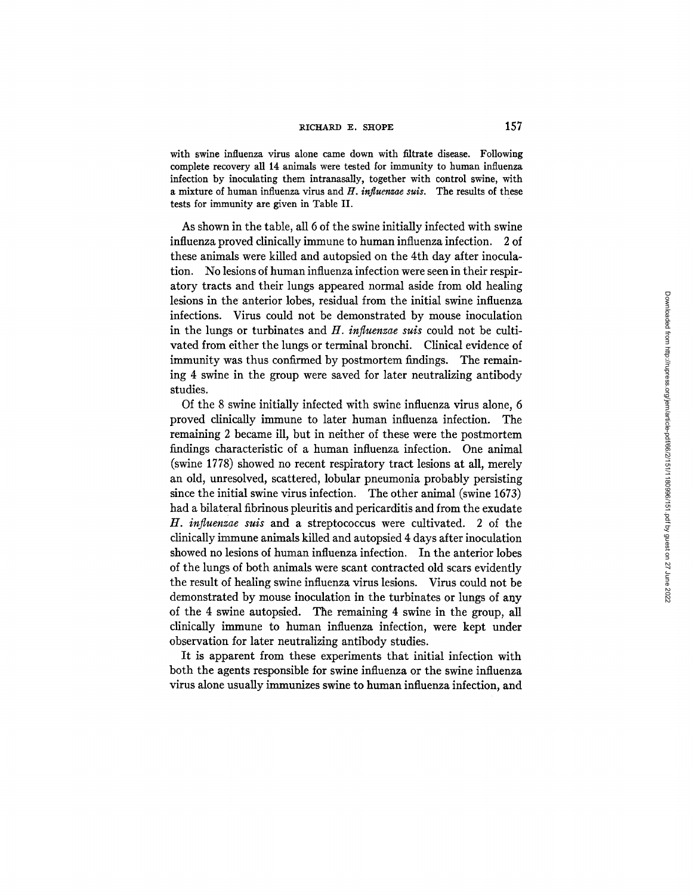with swine influenza virus alone came down with filtrate disease. Following complete recovery all 14 animals were tested for immunity to human influenza infection by inoculating them intranasally, together with control swine, with a mixture of human influenza virus and *H. influenzae suis*. The results of these tests for immunity are given in Table II.

As shown in the table, all 6 of the swine initially infected with swine influenza proved clinically immune to human influenza infection. 2 of these animals were killed and autopsied on the 4th day after inoculation. No lesions of human influenza infection were seen in their respiratory tracts and their lungs appeared normal aside from old healing lesions in the anterior lobes, residual from the initial swine influenza infections. Virus could not be demonstrated by mouse inoculation in the lungs or turbinates and *H. influenzae suis* could not be cultivated from either the lungs or terminal bronchi. Clinical evidence of immunity was thus confirmed by postmortem findings. The remaining 4 swine in the group were saved for later neutralizing antibody studies.

Of the 8 swine initially infected with swine influenza virus alone, 6 proved clinically immune to later human influenza infection. The remaining 2 became ill, but in neither of these were the postmortem findings characteristic of a human influenza infection. One animal (swine 1778) showed no recent respiratory tract lesions at all, merely an old, unresolved, scattered, lobular pneumonia probably persisting since the initial swine virus infection. The other animal (swine 1673) had a bilateral fibrinous pleuritis and pericarditis and from the exudate *H. influenzae suis* and a streptococcus were cultivated. 2 of the clinically immune animals killed and autopsied 4 days after inoculation showed no lesions of human influenza infection. In the anterior lobes of the lungs of both animals were scant contracted old scars evidently the result of healing swine influenza virus lesions. Virus could not be demonstrated by mouse inoculation in the turbinates or lungs of any of the 4 swine autopsied. The remaining 4 swine in the group, all clinically immune to human influenza infection, were kept under observation for later neutralizing antibody studies.

It is apparent from these experiments that initial infection with both the agents responsible for swine influenza or the swine influenza virus alone usually immunizes swine to human influenza infection, and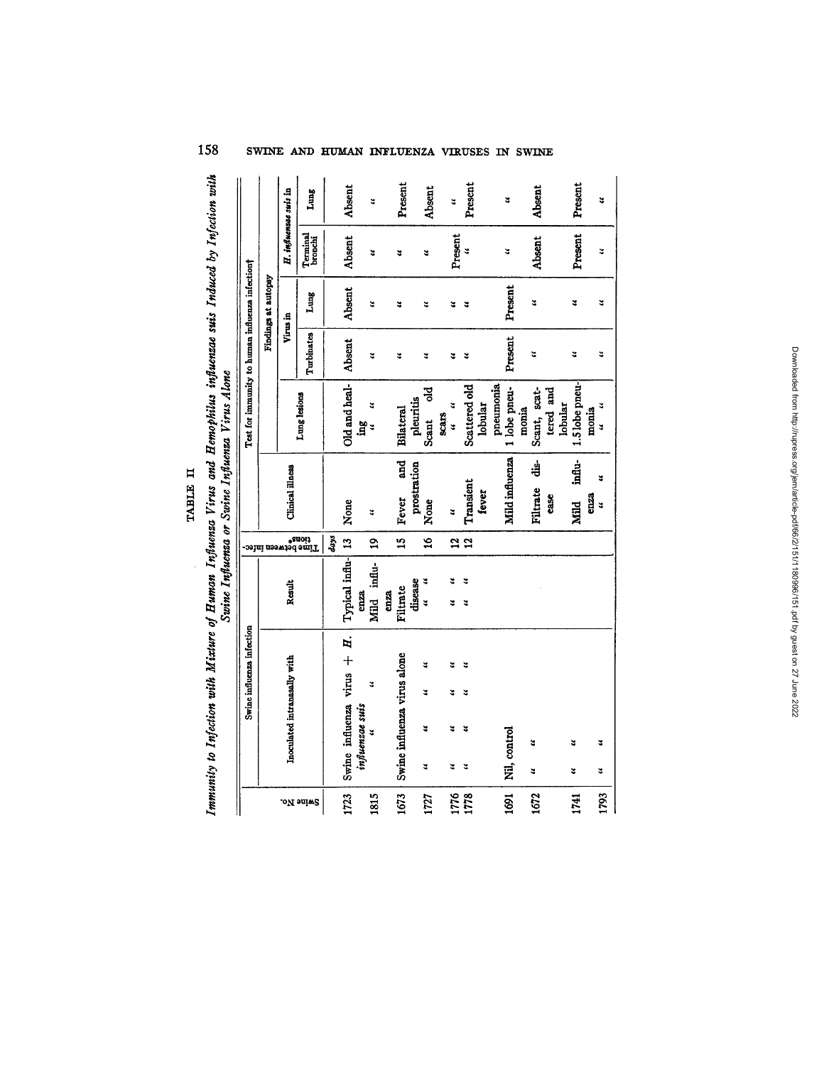TABLE II

*Immunity to Infection with Mixture of Human Influenza Virus and Hemophilus influenzae suis Induced by Infection with Swine Influenza or Swine Influenza Virus Alone*

| Swine No. | Swine influenza infection | | Time between infections* | Test for immunity to human influenza infection† | | | | | | |
|---|---|---|---|---|---|---|---|---|---|---|
| | Inoculated intranasally with | Result | | Clinical illness | Findings at autopsy | | | | | |
| | | | | | Lung lesions | Virus in | | *H. influenzae suis* in | | |
| | | | | | | Turbinates | Lung | Terminal bronchi | Lung | |
| | | | *days* | | | | | | | |
| 1723 | Swine influenza virus + *H. influenzae suis* | Typical influenza | 13 | None | Old and healing | Absent | Absent | Absent | Absent | |
| 1815 | " " | Mild influenza | 19 | " | " " | " | " | " | " | |
| 1673 | Swine influenza virus alone | Filtrate disease | 15 | Fever and prostration | Bilateral pleuritis | " | " | " | Present | |
| 1727 | " " " " | " " | 16 | None | Scant old scars | " | " | " | Absent | |
| 1776 | " " " " | " " | 12 | " | " " | " | " | Present | " | |
| 1778 | " " " " | " " | 12 | Transient fever | Scattered old lobular pneumonia | " | " | " | Present | |
| 1691 | Nil, control | | | Mild influenza | 1 lobe pneumonia | Present | Present | " | " | |
| 1672 | " " | | | Filtrate disease | Scant, scattered and lobular | " | " | Absent | Absent | |
| 1741 | " " | | | Mild influenza | 1.5 lobe pneumonia | " | " | Present | Present | |
| 1793 | " " | | | " " | " " | " | " | " | " | |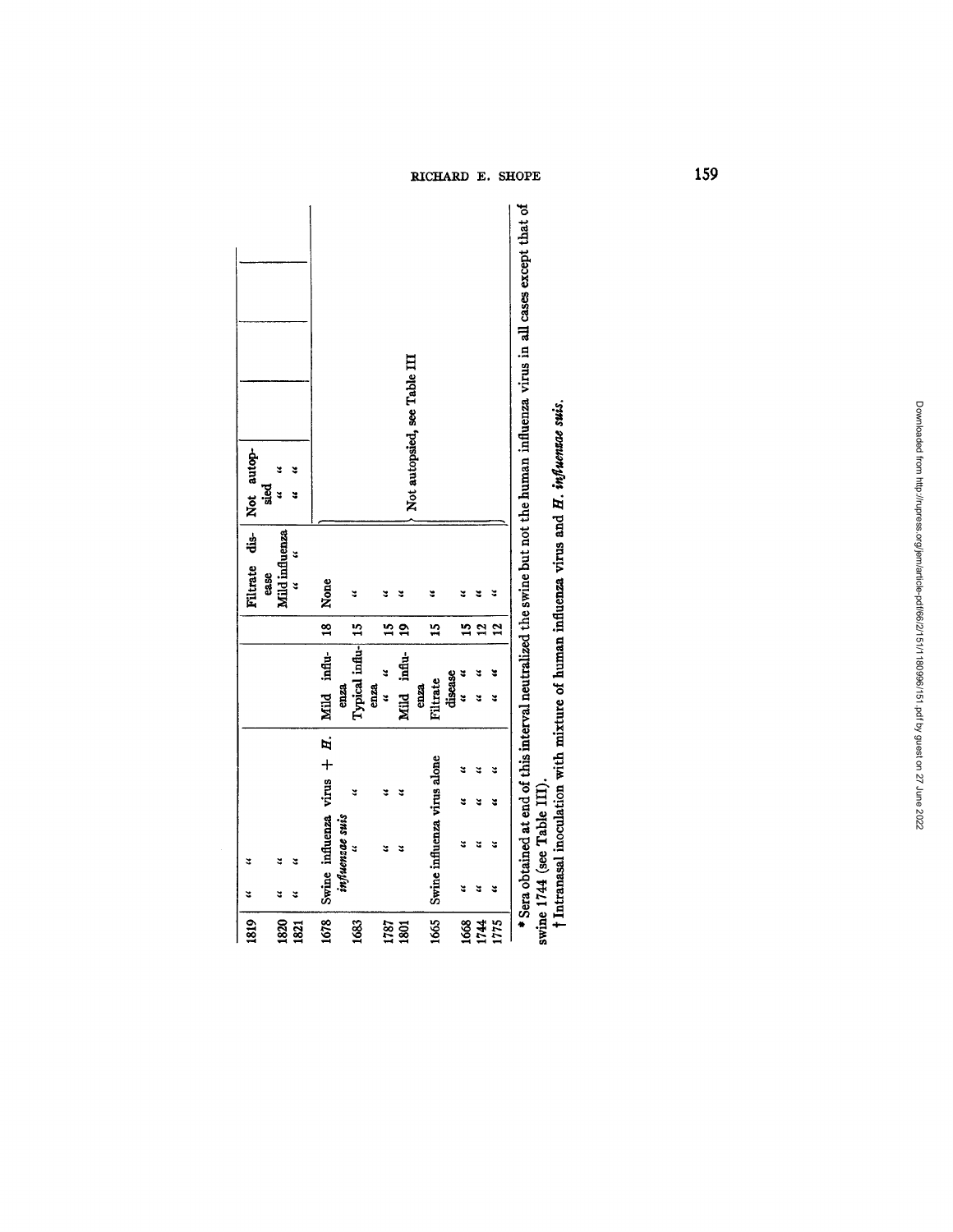| | | | | | | | |
|---|---|---|---|---|---|---|---|
| 1819 | " " | | | Filtrate disease | Not autopsied | | |
| 1820 | " " | | | Mild influenza | " " | | |
| 1821 | " " | | | " " | " " | | |
| 1678 | Swine influenza virus + *H. influenzae suis* | Mild influenza | 18 | None | Not autopsied, see Table III | | |
| 1683 | " " | Typical influenza | 15 | " | | | |
| 1787 | " " | " " | 15 | " | | | |
| 1801 | " " | Mild influenza | 19 | " | | | |
| 1665 | Swine influenza virus alone | Filtrate disease | 15 | " | | | |
| 1668 | " " " " | " " | 15 | " | | | |
| 1744 | " " " " | " " | 12 | " | | | |
| 1775 | " " " " | " " | 12 | " | | | |

\* Sera obtained at end of this interval neutralized the swine but not the human influenza virus in all cases except that of swine 1744 (see Table III).

† Intranasal inoculation with mixture of human influenza virus and *H. influenzae suis*.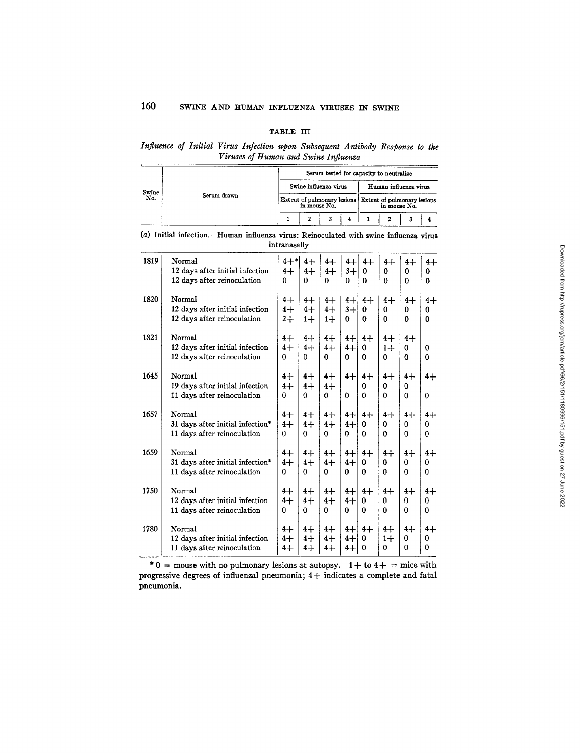TABLE III

*Influence of Initial Virus Infection upon Subsequent Antibody Response to the Viruses of Human and Swine Influenza*

| Swine No. | Serum drawn | Serum tested for capacity to neutralize | | | | | | | |
|---|---|---|---|---|---|---|---|---|---|
| | | Swine influenza virus | | | | Human influenza virus | | | |
| | | Extent of pulmonary lesions in mouse No. | | | | Extent of pulmonary lesions in mouse No. | | | |
| | | 1 | 2 | 3 | 4 | 1 | 2 | 3 | 4 |
| (*a*) Initial infection. Human influenza virus: Reinoculated with swine influenza virus intranasally | | | | | | | | | |
| 1819 | Normal | 4+* | 4+ | 4+ | 4+ | 4+ | 4+ | 4+ | 4+ |
| | 12 days after initial infection | 4+ | 4+ | 4+ | 3+ | 0 | 0 | 0 | 0 |
| | 12 days after reinoculation | 0 | 0 | 0 | 0 | 0 | 0 | 0 | 0 |
| 1820 | Normal | 4+ | 4+ | 4+ | 4+ | 4+ | 4+ | 4+ | 4+ |
| | 12 days after initial infection | 4+ | 4+ | 4+ | 3+ | 0 | 0 | 0 | 0 |
| | 12 days after reinoculation | 2+ | 1+ | 1+ | 0 | 0 | 0 | 0 | 0 |
| 1821 | Normal | 4+ | 4+ | 4+ | 4+ | 4+ | 4+ | 4+ | |
| | 12 days after initial infection | 4+ | 4+ | 4+ | 4+ | 0 | 1+ | 0 | 0 |
| | 12 days after reinoculation | 0 | 0 | 0 | 0 | 0 | 0 | 0 | 0 |
| 1645 | Normal | 4+ | 4+ | 4+ | 4+ | 4+ | 4+ | 4+ | 4+ |
| | 19 days after initial infection | 4+ | 4+ | 4+ | | 0 | 0 | 0 | |
| | 11 days after reinoculation | 0 | 0 | 0 | 0 | 0 | 0 | 0 | 0 |
| 1657 | Normal | 4+ | 4+ | 4+ | 4+ | 4+ | 4+ | 4+ | 4+ |
| | 31 days after initial infection* | 4+ | 4+ | 4+ | 4+ | 0 | 0 | 0 | 0 |
| | 11 days after reinoculation | 0 | 0 | 0 | 0 | 0 | 0 | 0 | 0 |
| 1659 | Normal | 4+ | 4+ | 4+ | 4+ | 4+ | 4+ | 4+ | 4+ |
| | 31 days after initial infection* | 4+ | 4+ | 4+ | 4+ | 0 | 0 | 0 | 0 |
| | 11 days after reinoculation | 0 | 0 | 0 | 0 | 0 | 0 | 0 | 0 |
| 1750 | Normal | 4+ | 4+ | 4+ | 4+ | 4+ | 4+ | 4+ | 4+ |
| | 12 days after initial infection | 4+ | 4+ | 4+ | 4+ | 0 | 0 | 0 | 0 |
| | 11 days after reinoculation | 0 | 0 | 0 | 0 | 0 | 0 | 0 | 0 |
| 1780 | Normal | 4+ | 4+ | 4+ | 4+ | 4+ | 4+ | 4+ | 4+ |
| | 12 days after initial infection | 4+ | 4+ | 4+ | 4+ | 0 | 1+ | 0 | 0 |
| | 11 days after reinoculation | 4+ | 4+ | 4+ | 4+ | 0 | 0 | 0 | 0 |

\* 0 = mouse with no pulmonary lesions at autopsy. 1+ to 4+ = mice with progressive degrees of influenzal pneumonia; 4+ indicates a complete and fatal pneumonia.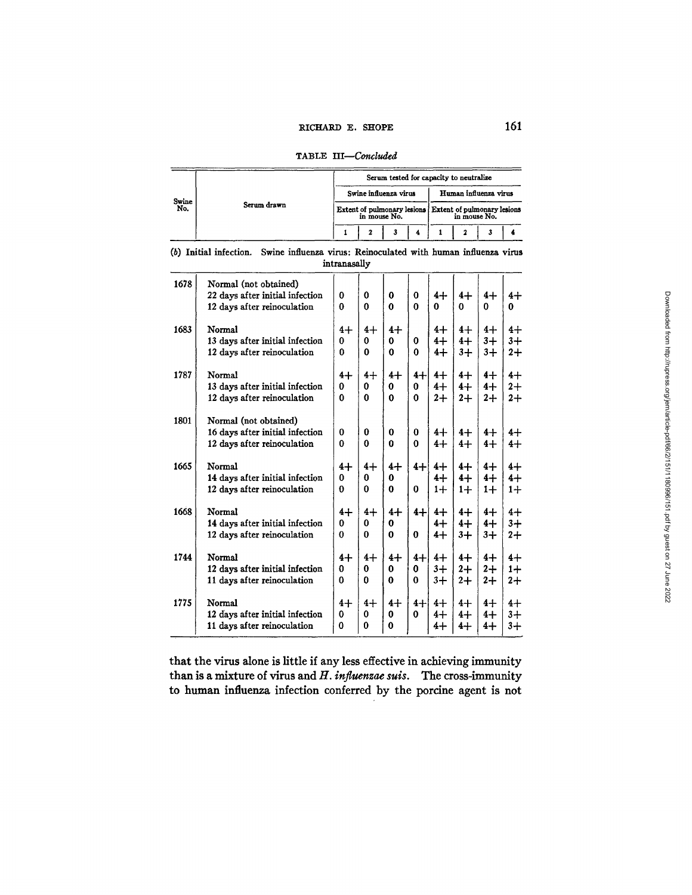TABLE III—*Concluded*

| Swine No. | Serum drawn | Serum tested for capacity to neutralize | | | | | | | |
|---|---|---|---|---|---|---|---|---|---|
| | | Swine influenza virus | | | | Human influenza virus | | | |
| | | Extent of pulmonary lesions in mouse No. | | | | Extent of pulmonary lesions in mouse No. | | | |
| | | 1 | 2 | 3 | 4 | 1 | 2 | 3 | 4 |
| *(b)* Initial infection. Swine influenza virus: Reinoculated with human influenza virus intranasally | | | | | | | | | |
| 1678 | Normal (not obtained) | | | | | | | | |
| | 22 days after initial infection | 0 | 0 | 0 | 0 | 4+ | 4+ | 4+ | 4+ |
| | 12 days after reinoculation | 0 | 0 | 0 | 0 | 0 | 0 | 0 | 0 |
| 1683 | Normal | 4+ | 4+ | 4+ | | 4+ | 4+ | 4+ | 4+ |
| | 13 days after initial infection | 0 | 0 | 0 | 0 | 4+ | 4+ | 3+ | 3+ |
| | 12 days after reinoculation | 0 | 0 | 0 | 0 | 4+ | 3+ | 3+ | 2+ |
| 1787 | Normal | 4+ | 4+ | 4+ | 4+ | 4+ | 4+ | 4+ | 4+ |
| | 13 days after initial infection | 0 | 0 | 0 | 0 | 4+ | 4+ | 4+ | 2+ |
| | 12 days after reinoculation | 0 | 0 | 0 | 0 | 2+ | 2+ | 2+ | 2+ |
| 1801 | Normal (not obtained) | | | | | | | | |
| | 16 days after initial infection | 0 | 0 | 0 | 0 | 4+ | 4+ | 4+ | 4+ |
| | 12 days after reinoculation | 0 | 0 | 0 | 0 | 4+ | 4+ | 4+ | 4+ |
| 1665 | Normal | 4+ | 4+ | 4+ | 4+ | 4+ | 4+ | 4+ | 4+ |
| | 14 days after initial infection | 0 | 0 | 0 | | 4+ | 4+ | 4+ | 4+ |
| | 12 days after reinoculation | 0 | 0 | 0 | 0 | 1+ | 1+ | 1+ | 1+ |
| 1668 | Normal | 4+ | 4+ | 4+ | 4+ | 4+ | 4+ | 4+ | 4+ |
| | 14 days after initial infection | 0 | 0 | 0 | | 4+ | 4+ | 4+ | 3+ |
| | 12 days after reinoculation | 0 | 0 | 0 | 0 | 4+ | 3+ | 3+ | 2+ |
| 1744 | Normal | 4+ | 4+ | 4+ | 4+ | 4+ | 4+ | 4+ | 4+ |
| | 12 days after initial infection | 0 | 0 | 0 | 0 | 3+ | 2+ | 2+ | 1+ |
| | 11 days after reinoculation | 0 | 0 | 0 | 0 | 3+ | 2+ | 2+ | 2+ |
| 1775 | Normal | 4+ | 4+ | 4+ | 4+ | 4+ | 4+ | 4+ | 4+ |
| | 12 days after initial infection | 0 | 0 | 0 | 0 | 4+ | 4+ | 4+ | 3+ |
| | 11 days after reinoculation | 0 | 0 | 0 | | 4+ | 4+ | 4+ | 3+ |

that the virus alone is little if any less effective in achieving immunity than is a mixture of virus and *H. influenzae suis*. The cross-immunity to human influenza infection conferred by the porcine agent is not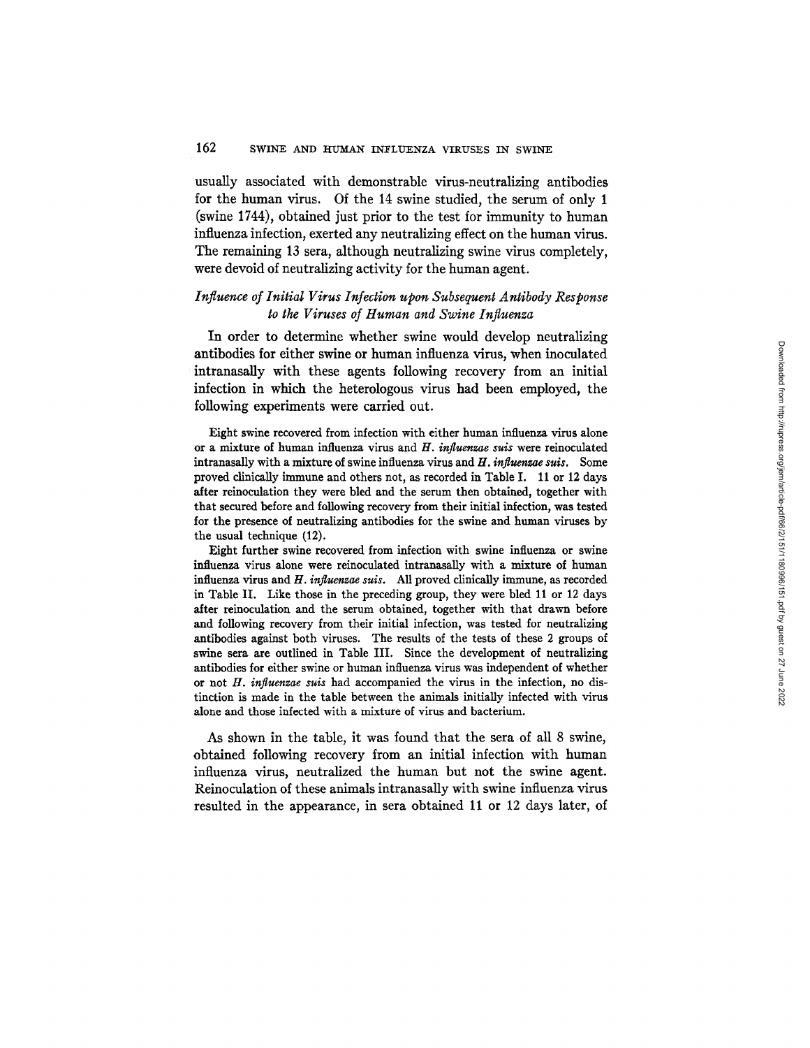usually associated with demonstrable virus-neutralizing antibodies for the human virus. Of the 14 swine studied, the serum of only 1 (swine 1744), obtained just prior to the test for immunity to human influenza infection, exerted any neutralizing effect on the human virus. The remaining 13 sera, although neutralizing swine virus completely, were devoid of neutralizing activity for the human agent.

### *Influence of Initial Virus Infection upon Subsequent Antibody Response to the Viruses of Human and Swine Influenza*

In order to determine whether swine would develop neutralizing antibodies for either swine or human influenza virus, when inoculated intranasally with these agents following recovery from an initial infection in which the heterologous virus had been employed, the following experiments were carried out.

Eight swine recovered from infection with either human influenza virus alone or a mixture of human influenza virus and *H. influenzae suis* were reinoculated intranasally with a mixture of swine influenza virus and *H. influenzae suis*. Some proved clinically immune and others not, as recorded in Table I. 11 or 12 days after reinoculation they were bled and the serum then obtained, together with that secured before and following recovery from their initial infection, was tested for the presence of neutralizing antibodies for the swine and human viruses by the usual technique (12).

Eight further swine recovered from infection with swine influenza or swine influenza virus alone were reinoculated intranasally with a mixture of human influenza virus and *H. influenzae suis*. All proved clinically immune, as recorded in Table II. Like those in the preceding group, they were bled 11 or 12 days after reinoculation and the serum obtained, together with that drawn before and following recovery from their initial infection, was tested for neutralizing antibodies against both viruses. The results of the tests of these 2 groups of swine sera are outlined in Table III. Since the development of neutralizing antibodies for either swine or human influenza virus was independent of whether or not *H. influenzae suis* had accompanied the virus in the infection, no distinction is made in the table between the animals initially infected with virus alone and those infected with a mixture of virus and bacterium.

As shown in the table, it was found that the sera of all 8 swine, obtained following recovery from an initial infection with human influenza virus, neutralized the human but not the swine agent. Reinoculation of these animals intranasally with swine influenza virus resulted in the appearance, in sera obtained 11 or 12 days later, of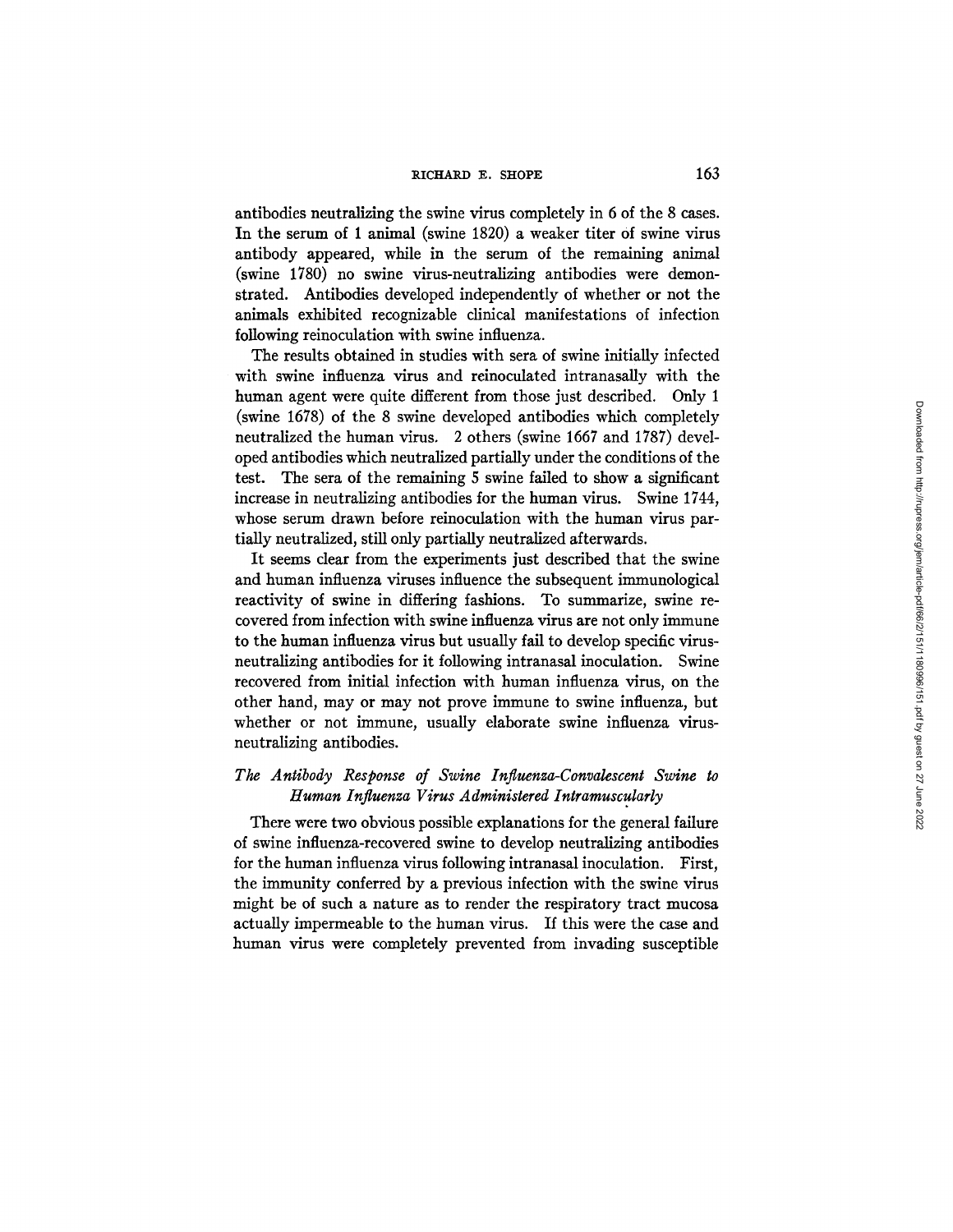antibodies neutralizing the swine virus completely in 6 of the 8 cases. In the serum of 1 animal (swine 1820) a weaker titer of swine virus antibody appeared, while in the serum of the remaining animal (swine 1780) no swine virus-neutralizing antibodies were demonstrated. Antibodies developed independently of whether or not the animals exhibited recognizable clinical manifestations of infection following reinoculation with swine influenza.

The results obtained in studies with sera of swine initially infected with swine influenza virus and reinoculated intranasally with the human agent were quite different from those just described. Only 1 (swine 1678) of the 8 swine developed antibodies which completely neutralized the human virus. 2 others (swine 1667 and 1787) developed antibodies which neutralized partially under the conditions of the test. The sera of the remaining 5 swine failed to show a significant increase in neutralizing antibodies for the human virus. Swine 1744, whose serum drawn before reinoculation with the human virus partially neutralized, still only partially neutralized afterwards.

It seems clear from the experiments just described that the swine and human influenza viruses influence the subsequent immunological reactivity of swine in differing fashions. To summarize, swine recovered from infection with swine influenza virus are not only immune to the human influenza virus but usually fail to develop specific virus-neutralizing antibodies for it following intranasal inoculation. Swine recovered from initial infection with human influenza virus, on the other hand, may or may not prove immune to swine influenza, but whether or not immune, usually elaborate swine influenza virus-neutralizing antibodies.

### *The Antibody Response of Swine Influenza-Convalescent Swine to Human Influenza Virus Administered Intramuscularly*

There were two obvious possible explanations for the general failure of swine influenza-recovered swine to develop neutralizing antibodies for the human influenza virus following intranasal inoculation. First, the immunity conferred by a previous infection with the swine virus might be of such a nature as to render the respiratory tract mucosa actually impermeable to the human virus. If this were the case and human virus were completely prevented from invading susceptible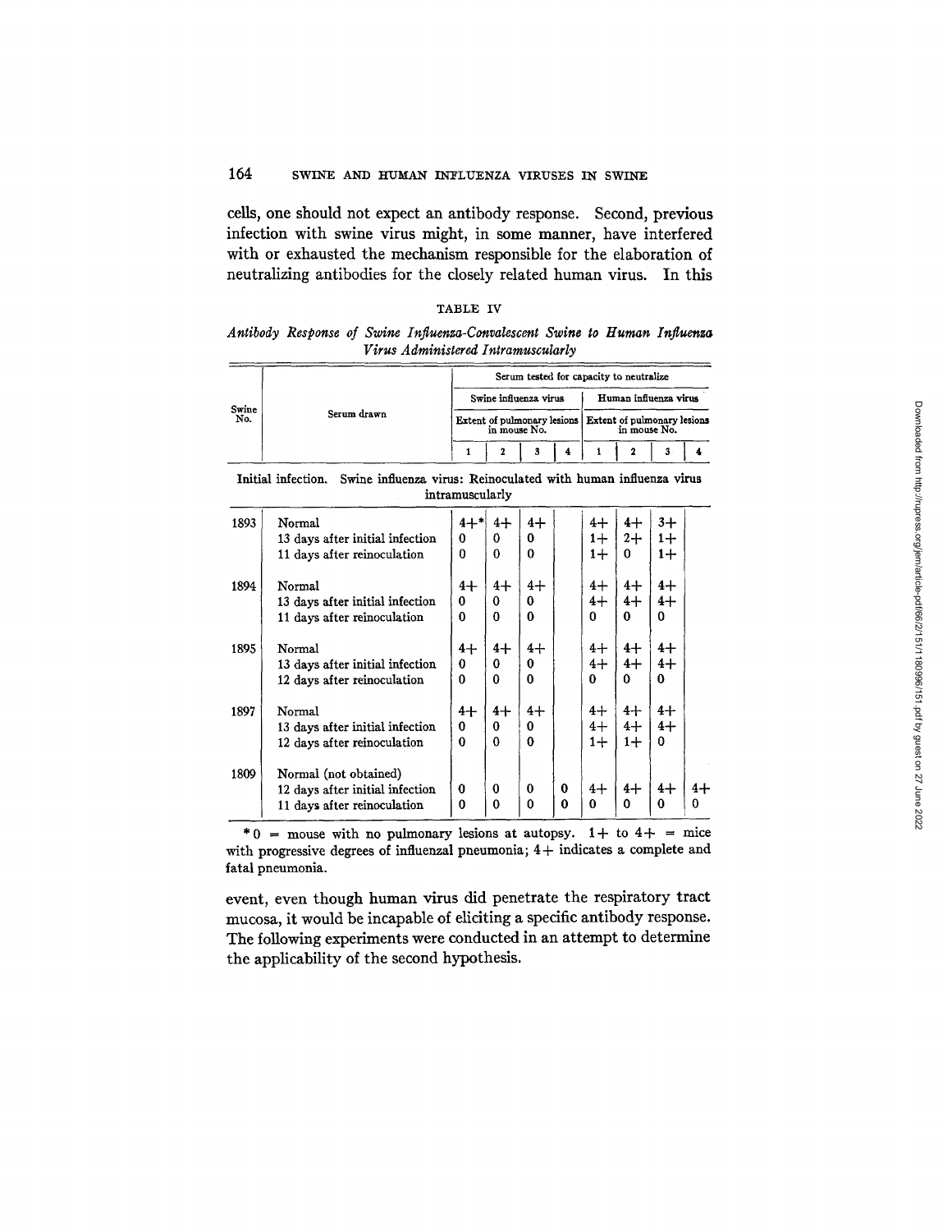cells, one should not expect an antibody response. Second, previous infection with swine virus might, in some manner, have interfered with or exhausted the mechanism responsible for the elaboration of neutralizing antibodies for the closely related human virus. In this

TABLE IV

*Antibody Response of Swine Influenza-Convalescent Swine to Human Influenza Virus Administered Intramuscularly*

| Swine No. | Serum drawn | Serum tested for capacity to neutralize | | | | | | | |
|---|---|---|---|---|---|---|---|---|---|
| | | Swine influenza virus | | | | Human influenza virus | | | |
| | | Extent of pulmonary lesions in mouse No. | | | | Extent of pulmonary lesions in mouse No. | | | |
| | | 1 | 2 | 3 | 4 | 1 | 2 | 3 | 4 |
| Initial infection. Swine influenza virus: Reinoculated with human influenza virus intramuscularly | | | | | | | | | |
| 1893 | Normal | 4+* | 4+ | 4+ | | 4+ | 4+ | 3+ | |
| | 13 days after initial infection | 0 | 0 | 0 | | 1+ | 2+ | 1+ | |
| | 11 days after reinoculation | 0 | 0 | 0 | | 1+ | 0 | 1+ | |
| 1894 | Normal | 4+ | 4+ | 4+ | | 4+ | 4+ | 4+ | |
| | 13 days after initial infection | 0 | 0 | 0 | | 4+ | 4+ | 4+ | |
| | 11 days after reinoculation | 0 | 0 | 0 | | 0 | 0 | 0 | |
| 1895 | Normal | 4+ | 4+ | 4+ | | 4+ | 4+ | 4+ | |
| | 13 days after initial infection | 0 | 0 | 0 | | 4+ | 4+ | 4+ | |
| | 12 days after reinoculation | 0 | 0 | 0 | | 0 | 0 | 0 | |
| 1897 | Normal | 4+ | 4+ | 4+ | | 4+ | 4+ | 4+ | |
| | 13 days after initial infection | 0 | 0 | 0 | | 4+ | 4+ | 4+ | |
| | 12 days after reinoculation | 0 | 0 | 0 | | 1+ | 1+ | 0 | |
| 1809 | Normal (not obtained) | | | | | | | | |
| | 12 days after initial infection | 0 | 0 | 0 | 0 | 4+ | 4+ | 4+ | 4+ |
| | 11 days after reinoculation | 0 | 0 | 0 | 0 | 0 | 0 | 0 | 0 |

\* 0 = mouse with no pulmonary lesions at autopsy. 1+ to 4+ = mice with progressive degrees of influenzal pneumonia; 4+ indicates a complete and fatal pneumonia.

event, even though human virus did penetrate the respiratory tract mucosa, it would be incapable of eliciting a specific antibody response. The following experiments were conducted in an attempt to determine the applicability of the second hypothesis.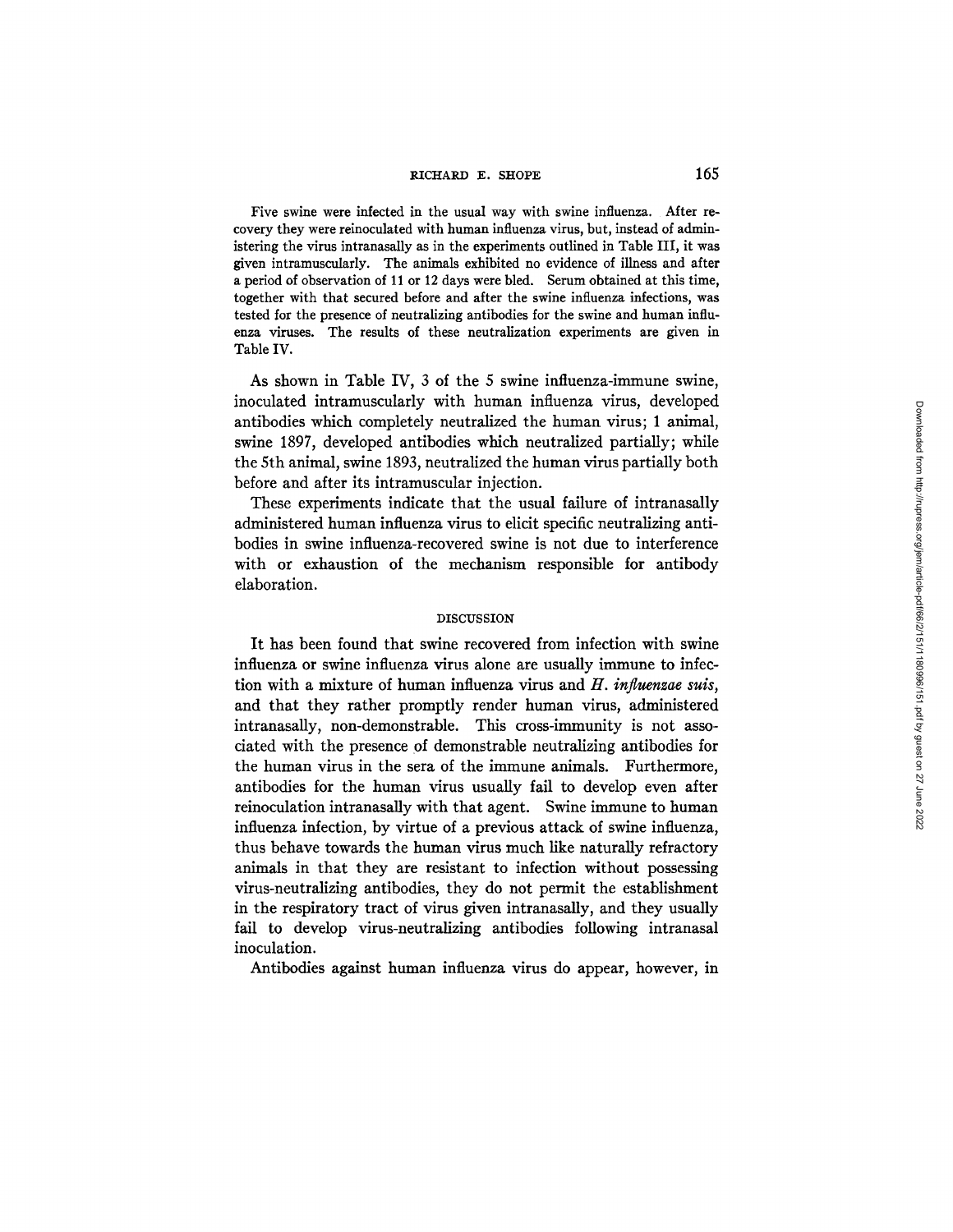Five swine were infected in the usual way with swine influenza. After recovery they were reinoculated with human influenza virus, but, instead of administering the virus intranasally as in the experiments outlined in Table III, it was given intramuscularly. The animals exhibited no evidence of illness and after a period of observation of 11 or 12 days were bled. Serum obtained at this time, together with that secured before and after the swine influenza infections, was tested for the presence of neutralizing antibodies for the swine and human influenza viruses. The results of these neutralization experiments are given in Table IV.

As shown in Table IV, 3 of the 5 swine influenza-immune swine, inoculated intramuscularly with human influenza virus, developed antibodies which completely neutralized the human virus; 1 animal, swine 1897, developed antibodies which neutralized partially; while the 5th animal, swine 1893, neutralized the human virus partially both before and after its intramuscular injection.

These experiments indicate that the usual failure of intranasally administered human influenza virus to elicit specific neutralizing antibodies in swine influenza-recovered swine is not due to interference with or exhaustion of the mechanism responsible for antibody elaboration.

## DISCUSSION

It has been found that swine recovered from infection with swine influenza or swine influenza virus alone are usually immune to infection with a mixture of human influenza virus and *H. influenzae suis*, and that they rather promptly render human virus, administered intranasally, non-demonstrable. This cross-immunity is not associated with the presence of demonstrable neutralizing antibodies for the human virus in the sera of the immune animals. Furthermore, antibodies for the human virus usually fail to develop even after reinoculation intranasally with that agent. Swine immune to human influenza infection, by virtue of a previous attack of swine influenza, thus behave towards the human virus much like naturally refractory animals in that they are resistant to infection without possessing virus-neutralizing antibodies, they do not permit the establishment in the respiratory tract of virus given intranasally, and they usually fail to develop virus-neutralizing antibodies following intranasal inoculation.

Antibodies against human influenza virus do appear, however, in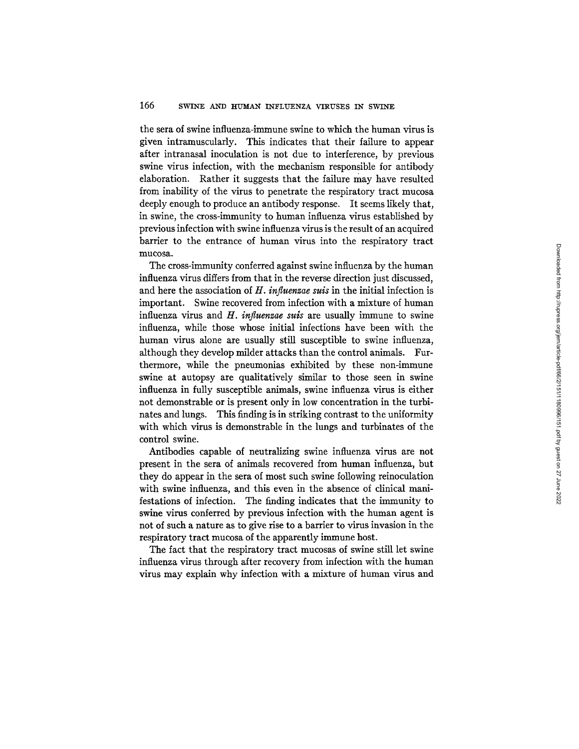the sera of swine influenza-immune swine to which the human virus is given intramuscularly. This indicates that their failure to appear after intranasal inoculation is not due to interference, by previous swine virus infection, with the mechanism responsible for antibody elaboration. Rather it suggests that the failure may have resulted from inability of the virus to penetrate the respiratory tract mucosa deeply enough to produce an antibody response. It seems likely that, in swine, the cross-immunity to human influenza virus established by previous infection with swine influenza virus is the result of an acquired barrier to the entrance of human virus into the respiratory tract mucosa.

The cross-immunity conferred against swine influenza by the human influenza virus differs from that in the reverse direction just discussed, and here the association of *H. influenzae suis* in the initial infection is important. Swine recovered from infection with a mixture of human influenza virus and *H. influenzae suis* are usually immune to swine influenza, while those whose initial infections have been with the human virus alone are usually still susceptible to swine influenza, although they develop milder attacks than the control animals. Furthermore, while the pneumonias exhibited by these non-immune swine at autopsy are qualitatively similar to those seen in swine influenza in fully susceptible animals, swine influenza virus is either not demonstrable or is present only in low concentration in the turbinates and lungs. This finding is in striking contrast to the uniformity with which virus is demonstrable in the lungs and turbinates of the control swine.

Antibodies capable of neutralizing swine influenza virus are not present in the sera of animals recovered from human influenza, but they do appear in the sera of most such swine following reinoculation with swine influenza, and this even in the absence of clinical manifestations of infection. The finding indicates that the immunity to swine virus conferred by previous infection with the human agent is not of such a nature as to give rise to a barrier to virus invasion in the respiratory tract mucosa of the apparently immune host.

The fact that the respiratory tract mucosas of swine still let swine influenza virus through after recovery from infection with the human virus may explain why infection with a mixture of human virus and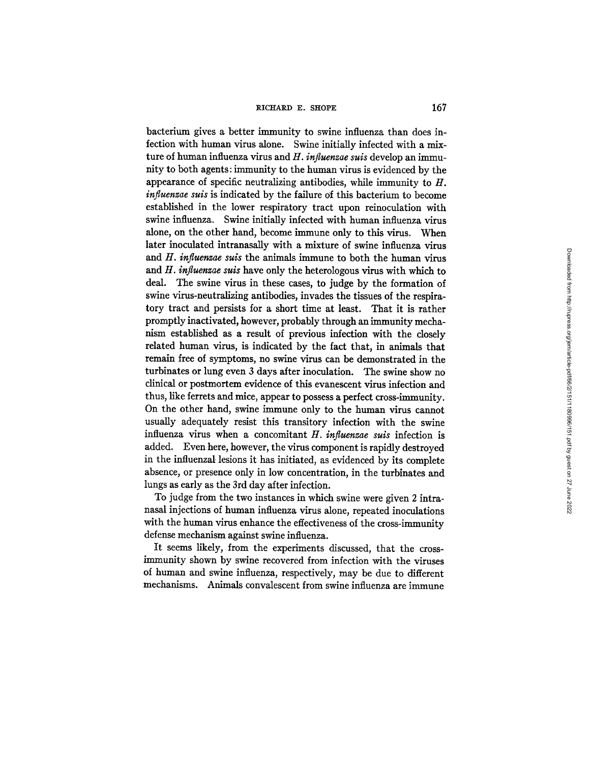bacterium gives a better immunity to swine influenza than does infection with human virus alone. Swine initially infected with a mixture of human influenza virus and *H. influenzae suis* develop an immunity to both agents: immunity to the human virus is evidenced by the appearance of specific neutralizing antibodies, while immunity to *H. influenzae suis* is indicated by the failure of this bacterium to become established in the lower respiratory tract upon reinoculation with swine influenza. Swine initially infected with human influenza virus alone, on the other hand, become immune only to this virus. When later inoculated intranasally with a mixture of swine influenza virus and *H. influenzae suis* the animals immune to both the human virus and *H. influenzae suis* have only the heterologous virus with which to deal. The swine virus in these cases, to judge by the formation of swine virus-neutralizing antibodies, invades the tissues of the respiratory tract and persists for a short time at least. That it is rather promptly inactivated, however, probably through an immunity mechanism established as a result of previous infection with the closely related human virus, is indicated by the fact that, in animals that remain free of symptoms, no swine virus can be demonstrated in the turbinates or lung even 3 days after inoculation. The swine show no clinical or postmortem evidence of this evanescent virus infection and thus, like ferrets and mice, appear to possess a perfect cross-immunity. On the other hand, swine immune only to the human virus cannot usually adequately resist this transitory infection with the swine influenza virus when a concomitant *H. influenzae suis* infection is added. Even here, however, the virus component is rapidly destroyed in the influenzal lesions it has initiated, as evidenced by its complete absence, or presence only in low concentration, in the turbinates and lungs as early as the 3rd day after infection.

To judge from the two instances in which swine were given 2 intranasal injections of human influenza virus alone, repeated inoculations with the human virus enhance the effectiveness of the cross-immunity defense mechanism against swine influenza.

It seems likely, from the experiments discussed, that the cross-immunity shown by swine recovered from infection with the viruses of human and swine influenza, respectively, may be due to different mechanisms. Animals convalescent from swine influenza are immune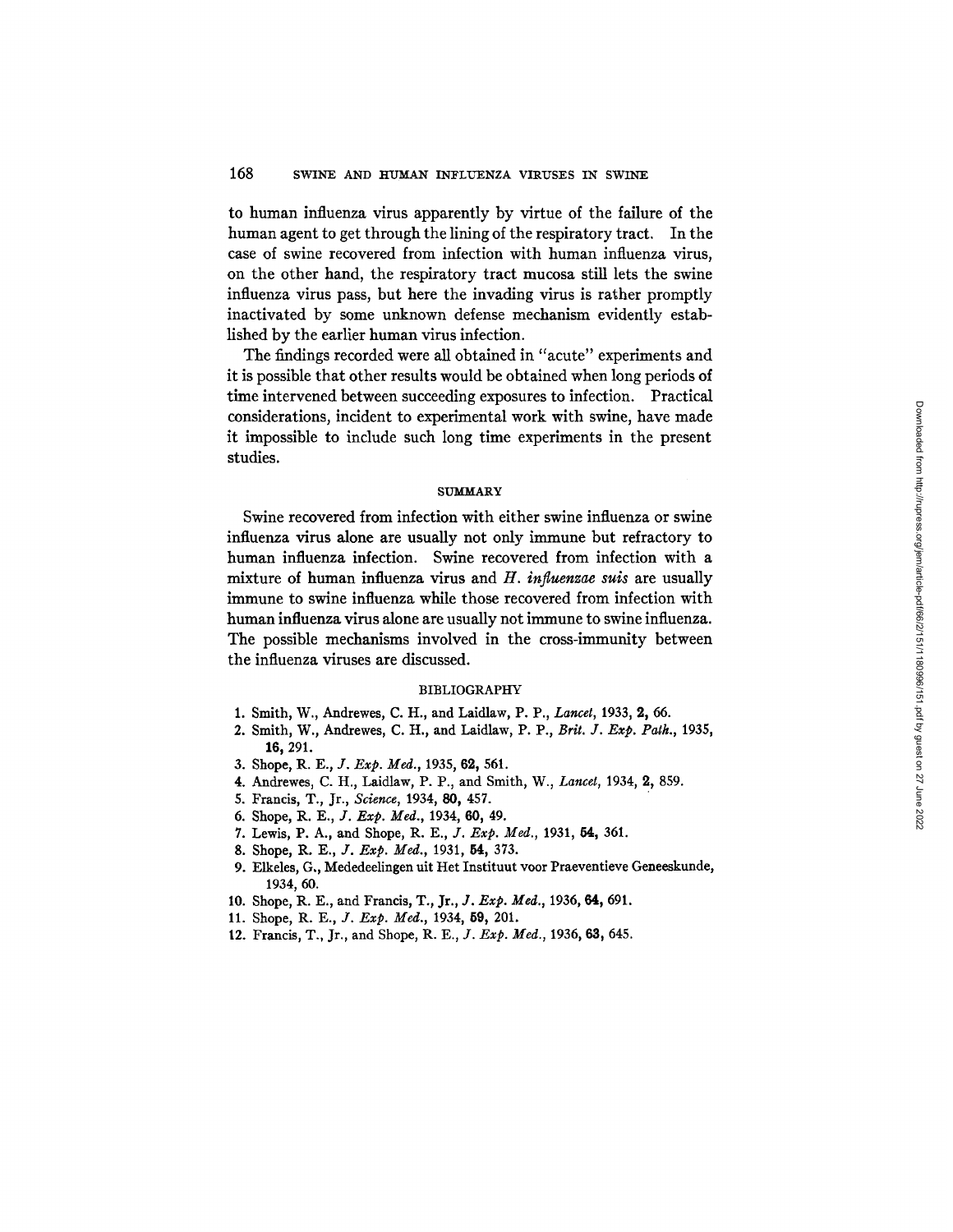to human influenza virus apparently by virtue of the failure of the human agent to get through the lining of the respiratory tract. In the case of swine recovered from infection with human influenza virus, on the other hand, the respiratory tract mucosa still lets the swine influenza virus pass, but here the invading virus is rather promptly inactivated by some unknown defense mechanism evidently established by the earlier human virus infection.

The findings recorded were all obtained in "acute" experiments and it is possible that other results would be obtained when long periods of time intervened between succeeding exposures to infection. Practical considerations, incident to experimental work with swine, have made it impossible to include such long time experiments in the present studies.

## SUMMARY

Swine recovered from infection with either swine influenza or swine influenza virus alone are usually not only immune but refractory to human influenza infection. Swine recovered from infection with a mixture of human influenza virus and *H. influenzae suis* are usually immune to swine influenza while those recovered from infection with human influenza virus alone are usually not immune to swine influenza. The possible mechanisms involved in the cross-immunity between the influenza viruses are discussed.

## BIBLIOGRAPHY

1. Smith, W., Andrewes, C. H., and Laidlaw, P. P., *Lancet*, 1933, **2**, 66.
2. Smith, W., Andrewes, C. H., and Laidlaw, P. P., *Brit. J. Exp. Path.*, 1935, **16**, 291.
3. Shope, R. E., *J. Exp. Med.*, 1935, **62**, 561.
4. Andrewes, C. H., Laidlaw, P. P., and Smith, W., *Lancet*, 1934, **2**, 859.
5. Francis, T., Jr., *Science*, 1934, **80**, 457.
6. Shope, R. E., *J. Exp. Med.*, 1934, **60**, 49.
7. Lewis, P. A., and Shope, R. E., *J. Exp. Med.*, 1931, **54**, 361.
8. Shope, R. E., *J. Exp. Med.*, 1931, **54**, 373.
9. Elkeles, G., Mededeelingen uit Het Instituut voor Praeventieve Geneeskunde, 1934, 60.
10. Shope, R. E., and Francis, T., Jr., *J. Exp. Med.*, 1936, **64**, 691.
11. Shope, R. E., *J. Exp. Med.*, 1934, **59**, 201.
12. Francis, T., Jr., and Shope, R. E., *J. Exp. Med.*, 1936, **63**, 645.